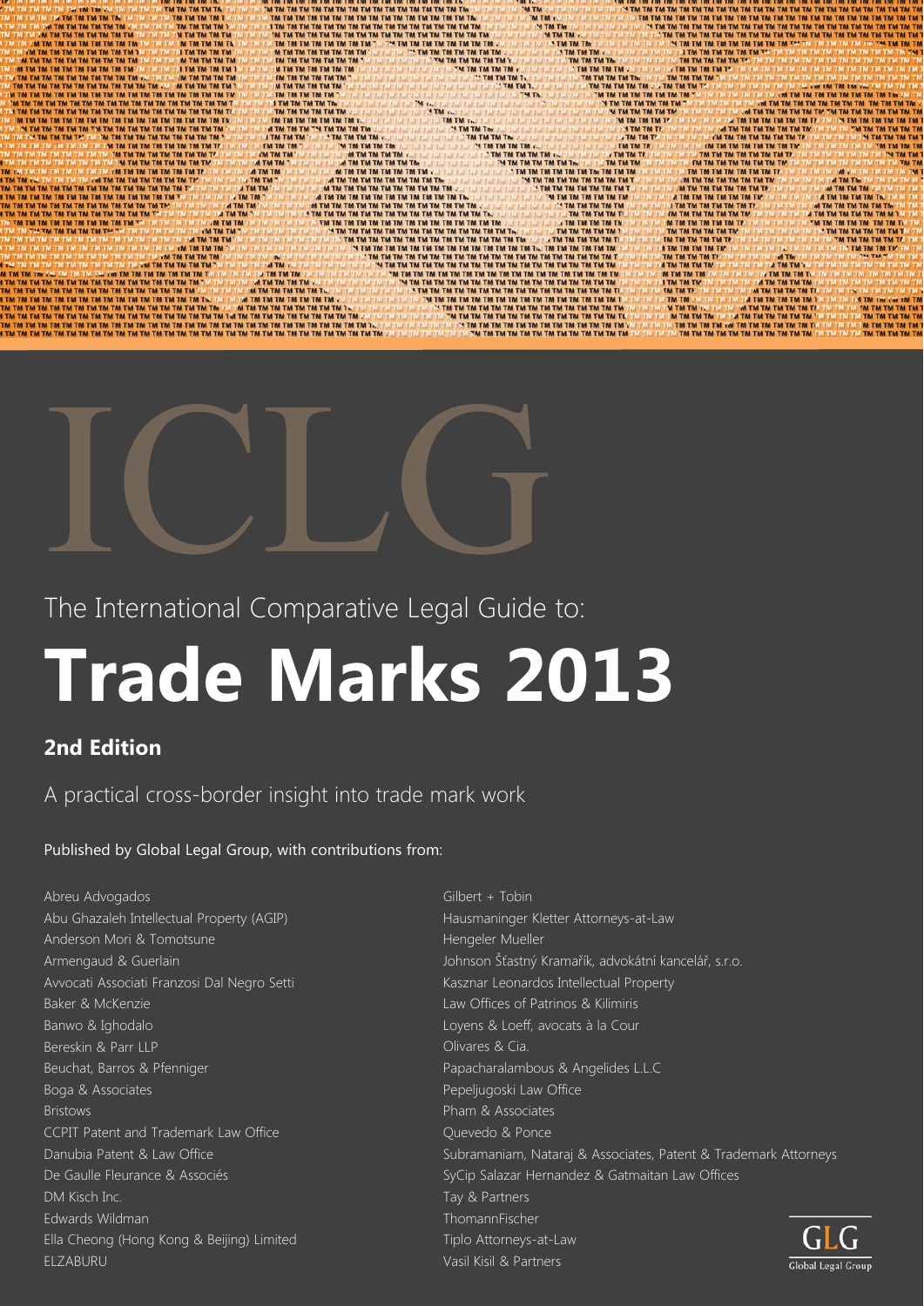# ICLG

The International Comparative Legal Guide to:

# Trade Marks 2013

## 2nd Edition

A practical cross-border insight into trade mark work

Published by Global Legal Group, with contributions from:

Abreu Advogados
Abu Ghazaleh Intellectual Property (AGIP)
Anderson Mori & Tomotsune
Armengaud & Guerlain
Avvocati Associati Franzosi Dal Negro Setti
Baker & McKenzie
Banwo & Ighodalo
Bereskin & Parr LLP
Beuchat, Barros & Pfenniger
Boga & Associates
Bristows
CCPIT Patent and Trademark Law Office
Danubia Patent & Law Office
De Gaulle Fleurance & Associés
DM Kisch Inc.
Edwards Wildman
Ella Cheong (Hong Kong & Beijing) Limited
ELZABURU
Gilbert + Tobin
Hausmaninger Kletter Attorneys-at-Law
Hengeler Mueller
Johnson Šťastný Kramařík, advokátní kancelář, s.r.o.
Kasznar Leonardos Intellectual Property
Law Offices of Patrinos & Kilimiris
Loyens & Loeff, avocats à la Cour
Olivares & Cia.
Papacharalambous & Angelides L.L.C
Pepeljugoski Law Office
Pham & Associates
Quevedo & Ponce
Subramaniam, Nataraj & Associates, Patent & Trademark Attorneys
SyCip Salazar Hernandez & Gatmaitan Law Offices
Tay & Partners
ThomannFischer
Tiplo Attorneys-at-Law
Vasil Kisil & Partners

GLG Global Legal Group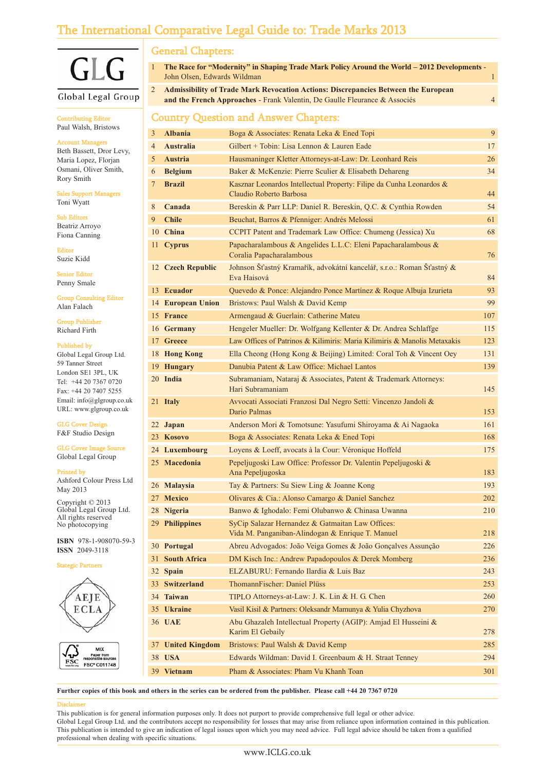# The International Comparative Legal Guide to: Trade Marks 2013

GLG

Global Legal Group

**Contributing Editor**
Paul Walsh, Bristows

**Account Managers**
Beth Bassett, Dror Levy, Maria Lopez, Florjan Osmani, Oliver Smith, Rory Smith

**Sales Support Managers**
Toni Wyatt

**Sub Editors**
Beatriz Arroyo
Fiona Canning

**Editor**
Suzie Kidd

**Senior Editor**
Penny Smale

**Group Consulting Editor**
Alan Falach

**Group Publisher**
Richard Firth

**Published by**
Global Legal Group Ltd.
59 Tanner Street
London SE1 3PL, UK
Tel: +44 20 7367 0720
Fax: +44 20 7407 5255
Email: info@glgroup.co.uk
URL: www.glgroup.co.uk

**GLG Cover Design**
F&F Studio Design

**GLG Cover Image Source**
Global Legal Group

**Printed by**
Ashford Colour Press Ltd
May 2013

Copyright © 2013
Global Legal Group Ltd.
All rights reserved
No photocopying

**ISBN** 978-1-908070-59-3
**ISSN** 2049-3118

**Stageic Partners**

AEJE ECLA

FSC MIX Paper from responsible sources FSC® C011748

## General Chapters:

| | | |
|---|---|---|
| 1 | **The Race for "Modernity" in Shaping Trade Mark Policy Around the World – 2012 Developments** - John Olsen, Edwards Wildman | 1 |
| 2 | **Admissibility of Trade Mark Revocation Actions: Discrepancies Between the European and the French Approaches** - Frank Valentin, De Gaulle Fleurance & Associés | 4 |

## Country Question and Answer Chapters:

| | | | |
|---|---|---|---|
| 3 | **Albania** | Boga & Associates: Renata Leka & Ened Topi | 9 |
| 4 | **Australia** | Gilbert + Tobin: Lisa Lennon & Lauren Eade | 17 |
| 5 | **Austria** | Hausmaninger Kletter Attorneys-at-Law: Dr. Leonhard Reis | 26 |
| 6 | **Belgium** | Baker & McKenzie: Pierre Sculier & Elisabeth Dehareng | 34 |
| 7 | **Brazil** | Kasznar Leonardos Intellectual Property: Filipe da Cunha Leonardos & Claudio Roberto Barbosa | 44 |
| 8 | **Canada** | Bereskin & Parr LLP: Daniel R. Bereskin, Q.C. & Cynthia Rowden | 54 |
| 9 | **Chile** | Beuchat, Barros & Pfenniger: Andrés Melossi | 61 |
| 10 | **China** | CCPIT Patent and Trademark Law Office: Chumeng (Jessica) Xu | 68 |
| 11 | **Cyprus** | Papacharalambous & Angelides L.L.C: Eleni Papacharalambous & Coralia Papacharalambous | 76 |
| 12 | **Czech Republic** | Johnson Šťastný Kramařík, advokátní kancelář, s.r.o.: Roman Šťastný & Eva Haisová | 84 |
| 13 | **Ecuador** | Quevedo & Ponce: Alejandro Ponce Martínez & Roque Albuja Izurieta | 93 |
| 14 | **European Union** | Bristows: Paul Walsh & David Kemp | 99 |
| 15 | **France** | Armengaud & Guerlain: Catherine Mateu | 107 |
| 16 | **Germany** | Hengeler Mueller: Dr. Wolfgang Kellenter & Dr. Andrea Schlaffge | 115 |
| 17 | **Greece** | Law Offices of Patrinos & Kilimiris: Maria Kilimiris & Manolis Metaxakis | 123 |
| 18 | **Hong Kong** | Ella Cheong (Hong Kong & Beijing) Limited: Coral Toh & Vincent Oey | 131 |
| 19 | **Hungary** | Danubia Patent & Law Office: Michael Lantos | 139 |
| 20 | **India** | Subramaniam, Nataraj & Associates, Patent & Trademark Attorneys: Hari Subramaniam | 145 |
| 21 | **Italy** | Avvocati Associati Franzosi Dal Negro Setti: Vincenzo Jandoli & Dario Palmas | 153 |
| 22 | **Japan** | Anderson Mori & Tomotsune: Yasufumi Shiroyama & Ai Nagaoka | 161 |
| 23 | **Kosovo** | Boga & Associates: Renata Leka & Ened Topi | 168 |
| 24 | **Luxembourg** | Loyens & Loeff, avocats à la Cour: Véronique Hoffeld | 175 |
| 25 | **Macedonia** | Pepeljugoski Law Office: Professor Dr. Valentin Pepeljugoski & Ana Pepeljugoska | 183 |
| 26 | **Malaysia** | Tay & Partners: Su Siew Ling & Joanne Kong | 193 |
| 27 | **Mexico** | Olivares & Cia.: Alonso Camargo & Daniel Sanchez | 202 |
| 28 | **Nigeria** | Banwo & Ighodalo: Femi Olubanwo & Chinasa Uwanna | 210 |
| 29 | **Philippines** | SyCip Salazar Hernandez & Gatmaitan Law Offices: Vida M. Panganiban-Alindogan & Enrique T. Manuel | 218 |
| 30 | **Portugal** | Abreu Advogados: João Veiga Gomes & João Gonçalves Assunção | 226 |
| 31 | **South Africa** | DM Kisch Inc.: Andrew Papadopoulos & Derek Momberg | 236 |
| 32 | **Spain** | ELZABURU: Fernando Ilardia & Luis Baz | 243 |
| 33 | **Switzerland** | ThomannFischer: Daniel Plüss | 253 |
| 34 | **Taiwan** | TIPLO Attorneys-at-Law: J. K. Lin & H. G. Chen | 260 |
| 35 | **Ukraine** | Vasil Kisil & Partners: Oleksandr Mamunya & Yulia Chyzhova | 270 |
| 36 | **UAE** | Abu Ghazaleh Intellectual Property (AGIP): Amjad El Husseini & Karim El Gebaily | 278 |
| 37 | **United Kingdom** | Bristows: Paul Walsh & David Kemp | 285 |
| 38 | **USA** | Edwards Wildman: David I. Greenbaum & H. Straat Tenney | 294 |
| 39 | **Vietnam** | Pham & Associates: Pham Vu Khanh Toan | 301 |

**Further copies of this book and others in the series can be ordered from the publisher. Please call +44 20 7367 0720**

**Disclaimer**

This publication is for general information purposes only. It does not purport to provide comprehensive full legal or other advice.
Global Legal Group Ltd. and the contributors accept no responsibility for losses that may arise from reliance upon information contained in this publication.
This publication is intended to give an indication of legal issues upon which you may need advice. Full legal advice should be taken from a qualified professional when dealing with specific situations.

www.ICLG.co.uk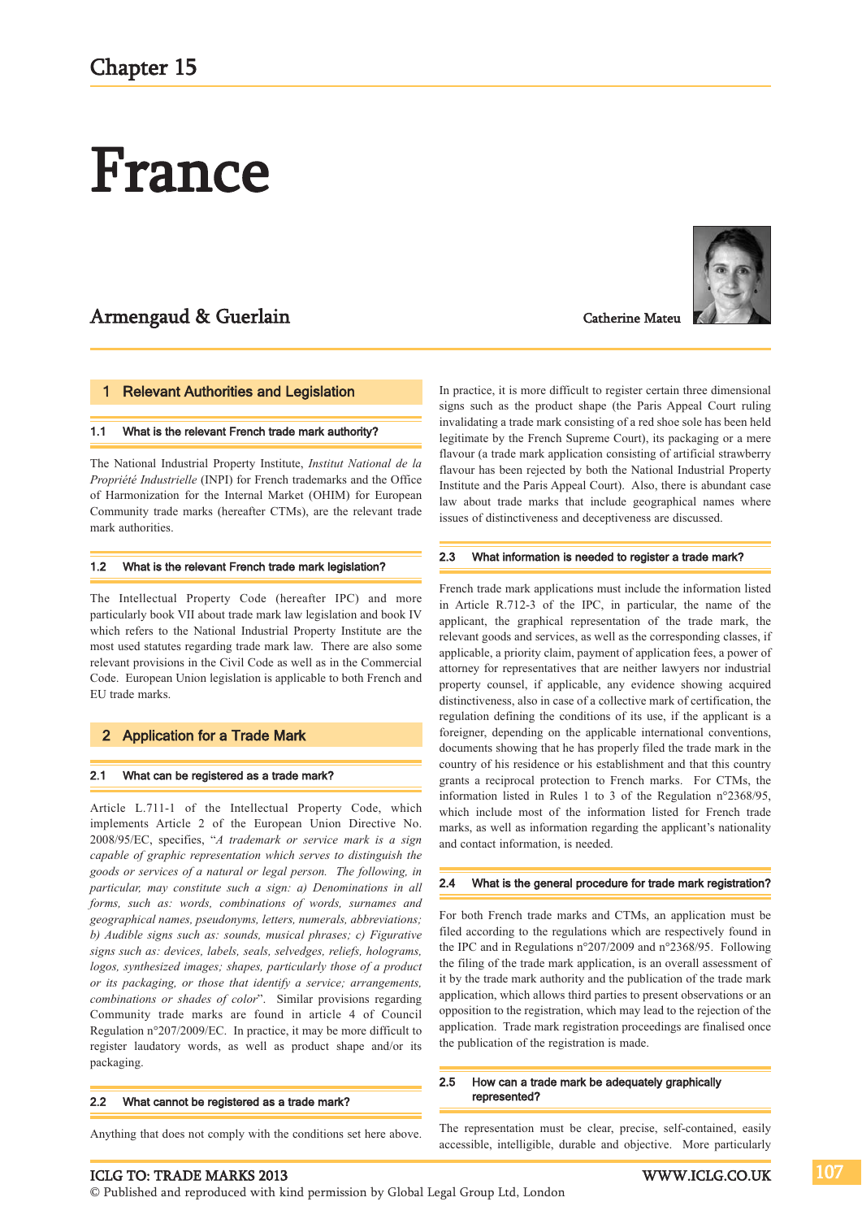Chapter 15

# France

## Armengaud & Guerlain

Catherine Mateu

## 1 Relevant Authorities and Legislation

### 1.1 What is the relevant French trade mark authority?

The National Industrial Property Institute, *Institut National de la Propriété Industrielle* (INPI) for French trademarks and the Office of Harmonization for the Internal Market (OHIM) for European Community trade marks (hereafter CTMs), are the relevant trade mark authorities.

### 1.2 What is the relevant French trade mark legislation?

The Intellectual Property Code (hereafter IPC) and more particularly book VII about trade mark law legislation and book IV which refers to the National Industrial Property Institute are the most used statutes regarding trade mark law. There are also some relevant provisions in the Civil Code as well as in the Commercial Code. European Union legislation is applicable to both French and EU trade marks.

## 2 Application for a Trade Mark

### 2.1 What can be registered as a trade mark?

Article L.711-1 of the Intellectual Property Code, which implements Article 2 of the European Union Directive No. 2008/95/EC, specifies, "*A trademark or service mark is a sign capable of graphic representation which serves to distinguish the goods or services of a natural or legal person. The following, in particular, may constitute such a sign: a) Denominations in all forms, such as: words, combinations of words, surnames and geographical names, pseudonyms, letters, numerals, abbreviations; b) Audible signs such as: sounds, musical phrases; c) Figurative signs such as: devices, labels, seals, selvedges, reliefs, holograms, logos, synthesized images; shapes, particularly those of a product or its packaging, or those that identify a service; arrangements, combinations or shades of color*". Similar provisions regarding Community trade marks are found in article 4 of Council Regulation n°207/2009/EC. In practice, it may be more difficult to register laudatory words, as well as product shape and/or its packaging.

### 2.2 What cannot be registered as a trade mark?

Anything that does not comply with the conditions set here above. In practice, it is more difficult to register certain three dimensional signs such as the product shape (the Paris Appeal Court ruling invalidating a trade mark consisting of a red shoe sole has been held legitimate by the French Supreme Court), its packaging or a mere flavour (a trade mark application consisting of artificial strawberry flavour has been rejected by both the National Industrial Property Institute and the Paris Appeal Court). Also, there is abundant case law about trade marks that include geographical names where issues of distinctiveness and deceptiveness are discussed.

### 2.3 What information is needed to register a trade mark?

French trade mark applications must include the information listed in Article R.712-3 of the IPC, in particular, the name of the applicant, the graphical representation of the trade mark, the relevant goods and services, as well as the corresponding classes, if applicable, a priority claim, payment of application fees, a power of attorney for representatives that are neither lawyers nor industrial property counsel, if applicable, any evidence showing acquired distinctiveness, also in case of a collective mark of certification, the regulation defining the conditions of its use, if the applicant is a foreigner, depending on the applicable international conventions, documents showing that he has properly filed the trade mark in the country of his residence or his establishment and that this country grants a reciprocal protection to French marks. For CTMs, the information listed in Rules 1 to 3 of the Regulation n°2368/95, which include most of the information listed for French trade marks, as well as information regarding the applicant's nationality and contact information, is needed.

### 2.4 What is the general procedure for trade mark registration?

For both French trade marks and CTMs, an application must be filed according to the regulations which are respectively found in the IPC and in Regulations n°207/2009 and n°2368/95. Following the filing of the trade mark application, is an overall assessment of it by the trade mark authority and the publication of the trade mark application, which allows third parties to present observations or an opposition to the registration, which may lead to the rejection of the application. Trade mark registration proceedings are finalised once the publication of the registration is made.

### 2.5 How can a trade mark be adequately graphically represented?

The representation must be clear, precise, self-contained, easily accessible, intelligible, durable and objective. More particularly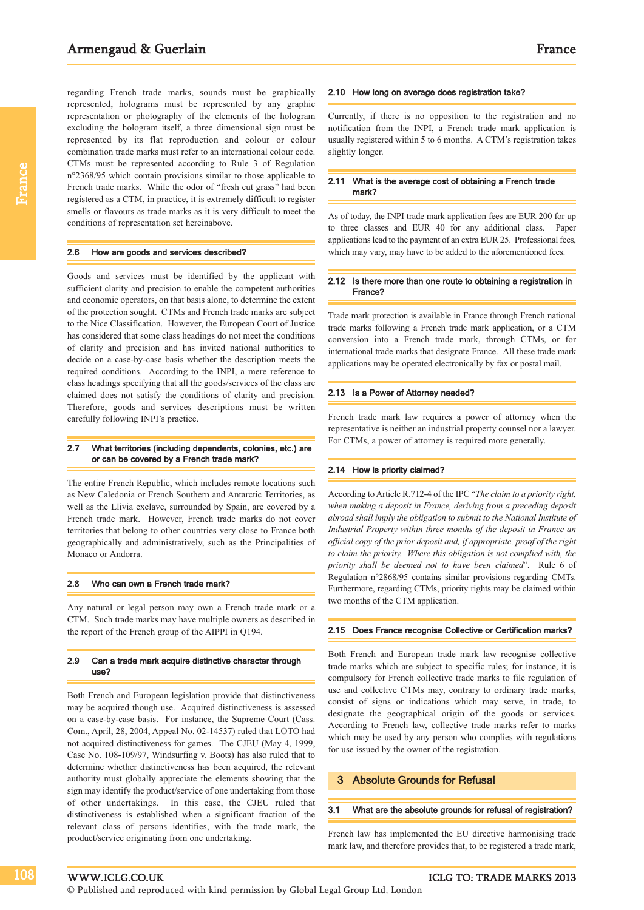regarding French trade marks, sounds must be graphically represented, holograms must be represented by any graphic representation or photography of the elements of the hologram excluding the hologram itself, a three dimensional sign must be represented by its flat reproduction and colour or colour combination trade marks must refer to an international colour code. CTMs must be represented according to Rule 3 of Regulation n°2368/95 which contain provisions similar to those applicable to French trade marks. While the odor of "fresh cut grass" had been registered as a CTM, in practice, it is extremely difficult to register smells or flavours as trade marks as it is very difficult to meet the conditions of representation set hereinabove.

### 2.6 How are goods and services described?

Goods and services must be identified by the applicant with sufficient clarity and precision to enable the competent authorities and economic operators, on that basis alone, to determine the extent of the protection sought. CTMs and French trade marks are subject to the Nice Classification. However, the European Court of Justice has considered that some class headings do not meet the conditions of clarity and precision and has invited national authorities to decide on a case-by-case basis whether the description meets the required conditions. According to the INPI, a mere reference to class headings specifying that all the goods/services of the class are claimed does not satisfy the conditions of clarity and precision. Therefore, goods and services descriptions must be written carefully following INPI's practice.

### 2.7 What territories (including dependents, colonies, etc.) are or can be covered by a French trade mark?

The entire French Republic, which includes remote locations such as New Caledonia or French Southern and Antarctic Territories, as well as the Llivia exclave, surrounded by Spain, are covered by a French trade mark. However, French trade marks do not cover territories that belong to other countries very close to France both geographically and administratively, such as the Principalities of Monaco or Andorra.

### 2.8 Who can own a French trade mark?

Any natural or legal person may own a French trade mark or a CTM. Such trade marks may have multiple owners as described in the report of the French group of the AIPPI in Q194.

### 2.9 Can a trade mark acquire distinctive character through use?

Both French and European legislation provide that distinctiveness may be acquired though use. Acquired distinctiveness is assessed on a case-by-case basis. For instance, the Supreme Court (Cass. Com., April, 28, 2004, Appeal No. 02-14537) ruled that LOTO had not acquired distinctiveness for games. The CJEU (May 4, 1999, Case No. 108-109/97, Windsurfing v. Boots) has also ruled that to determine whether distinctiveness has been acquired, the relevant authority must globally appreciate the elements showing that the sign may identify the product/service of one undertaking from those of other undertakings. In this case, the CJEU ruled that distinctiveness is established when a significant fraction of the relevant class of persons identifies, with the trade mark, the product/service originating from one undertaking.

### 2.10 How long on average does registration take?

Currently, if there is no opposition to the registration and no notification from the INPI, a French trade mark application is usually registered within 5 to 6 months. A CTM's registration takes slightly longer.

### 2.11 What is the average cost of obtaining a French trade mark?

As of today, the INPI trade mark application fees are EUR 200 for up to three classes and EUR 40 for any additional class. Paper applications lead to the payment of an extra EUR 25. Professional fees, which may vary, may have to be added to the aforementioned fees.

### 2.12 Is there more than one route to obtaining a registration in France?

Trade mark protection is available in France through French national trade marks following a French trade mark application, or a CTM conversion into a French trade mark, through CTMs, or for international trade marks that designate France. All these trade mark applications may be operated electronically by fax or postal mail.

### 2.13 Is a Power of Attorney needed?

French trade mark law requires a power of attorney when the representative is neither an industrial property counsel nor a lawyer. For CTMs, a power of attorney is required more generally.

### 2.14 How is priority claimed?

According to Article R.712-4 of the IPC "*The claim to a priority right, when making a deposit in France, deriving from a preceding deposit abroad shall imply the obligation to submit to the National Institute of Industrial Property within three months of the deposit in France an official copy of the prior deposit and, if appropriate, proof of the right to claim the priority. Where this obligation is not complied with, the priority shall be deemed not to have been claimed*". Rule 6 of Regulation n°2868/95 contains similar provisions regarding CMTs. Furthermore, regarding CTMs, priority rights may be claimed within two months of the CTM application.

### 2.15 Does France recognise Collective or Certification marks?

Both French and European trade mark law recognise collective trade marks which are subject to specific rules; for instance, it is compulsory for French collective trade marks to file regulation of use and collective CTMs may, contrary to ordinary trade marks, consist of signs or indications which may serve, in trade, to designate the geographical origin of the goods or services. According to French law, collective trade marks refer to marks which may be used by any person who complies with regulations for use issued by the owner of the registration.

## 3 Absolute Grounds for Refusal

### 3.1 What are the absolute grounds for refusal of registration?

French law has implemented the EU directive harmonising trade mark law, and therefore provides that, to be registered a trade mark,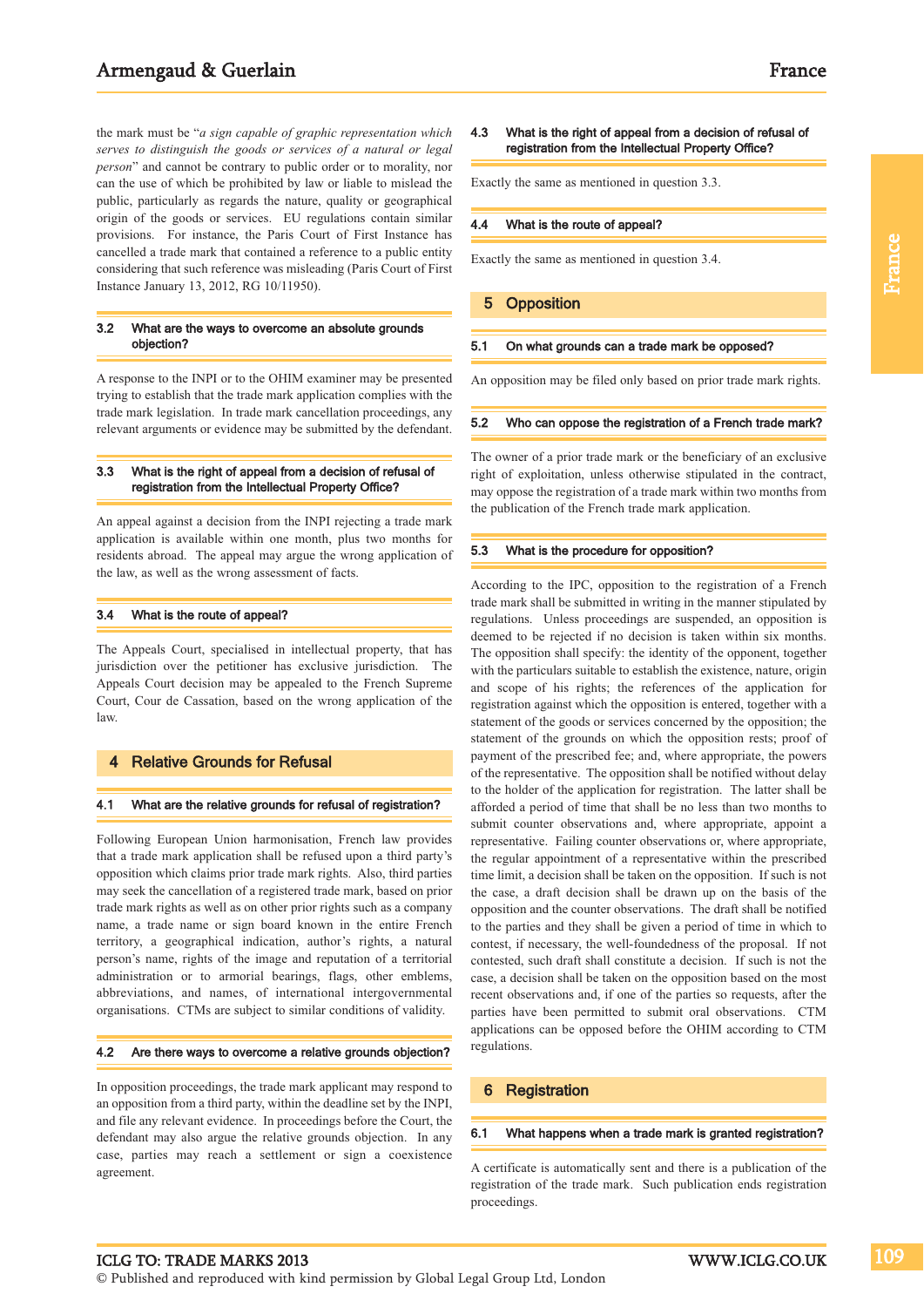the mark must be "*a sign capable of graphic representation which serves to distinguish the goods or services of a natural or legal person*" and cannot be contrary to public order or to morality, nor can the use of which be prohibited by law or liable to mislead the public, particularly as regards the nature, quality or geographical origin of the goods or services. EU regulations contain similar provisions. For instance, the Paris Court of First Instance has cancelled a trade mark that contained a reference to a public entity considering that such reference was misleading (Paris Court of First Instance January 13, 2012, RG 10/11950).

### 3.2 What are the ways to overcome an absolute grounds objection?

A response to the INPI or to the OHIM examiner may be presented trying to establish that the trade mark application complies with the trade mark legislation. In trade mark cancellation proceedings, any relevant arguments or evidence may be submitted by the defendant.

### 3.3 What is the right of appeal from a decision of refusal of registration from the Intellectual Property Office?

An appeal against a decision from the INPI rejecting a trade mark application is available within one month, plus two months for residents abroad. The appeal may argue the wrong application of the law, as well as the wrong assessment of facts.

### 3.4 What is the route of appeal?

The Appeals Court, specialised in intellectual property, that has jurisdiction over the petitioner has exclusive jurisdiction. The Appeals Court decision may be appealed to the French Supreme Court, Cour de Cassation, based on the wrong application of the law.

## 4 Relative Grounds for Refusal

### 4.1 What are the relative grounds for refusal of registration?

Following European Union harmonisation, French law provides that a trade mark application shall be refused upon a third party's opposition which claims prior trade mark rights. Also, third parties may seek the cancellation of a registered trade mark, based on prior trade mark rights as well as on other prior rights such as a company name, a trade name or sign board known in the entire French territory, a geographical indication, author's rights, a natural person's name, rights of the image and reputation of a territorial administration or to armorial bearings, flags, other emblems, abbreviations, and names, of international intergovernmental organisations. CTMs are subject to similar conditions of validity.

### 4.2 Are there ways to overcome a relative grounds objection?

In opposition proceedings, the trade mark applicant may respond to an opposition from a third party, within the deadline set by the INPI, and file any relevant evidence. In proceedings before the Court, the defendant may also argue the relative grounds objection. In any case, parties may reach a settlement or sign a coexistence agreement.

### 4.3 What is the right of appeal from a decision of refusal of registration from the Intellectual Property Office?

Exactly the same as mentioned in question 3.3.

### 4.4 What is the route of appeal?

Exactly the same as mentioned in question 3.4.

## 5 Opposition

### 5.1 On what grounds can a trade mark be opposed?

An opposition may be filed only based on prior trade mark rights.

### 5.2 Who can oppose the registration of a French trade mark?

The owner of a prior trade mark or the beneficiary of an exclusive right of exploitation, unless otherwise stipulated in the contract, may oppose the registration of a trade mark within two months from the publication of the French trade mark application.

### 5.3 What is the procedure for opposition?

According to the IPC, opposition to the registration of a French trade mark shall be submitted in writing in the manner stipulated by regulations. Unless proceedings are suspended, an opposition is deemed to be rejected if no decision is taken within six months. The opposition shall specify: the identity of the opponent, together with the particulars suitable to establish the existence, nature, origin and scope of his rights; the references of the application for registration against which the opposition is entered, together with a statement of the goods or services concerned by the opposition; the statement of the grounds on which the opposition rests; proof of payment of the prescribed fee; and, where appropriate, the powers of the representative. The opposition shall be notified without delay to the holder of the application for registration. The latter shall be afforded a period of time that shall be no less than two months to submit counter observations and, where appropriate, appoint a representative. Failing counter observations or, where appropriate, the regular appointment of a representative within the prescribed time limit, a decision shall be taken on the opposition. If such is not the case, a draft decision shall be drawn up on the basis of the opposition and the counter observations. The draft shall be notified to the parties and they shall be given a period of time in which to contest, if necessary, the well-foundedness of the proposal. If not contested, such draft shall constitute a decision. If such is not the case, a decision shall be taken on the opposition based on the most recent observations and, if one of the parties so requests, after the parties have been permitted to submit oral observations. CTM applications can be opposed before the OHIM according to CTM regulations.

## 6 Registration

### 6.1 What happens when a trade mark is granted registration?

A certificate is automatically sent and there is a publication of the registration of the trade mark. Such publication ends registration proceedings.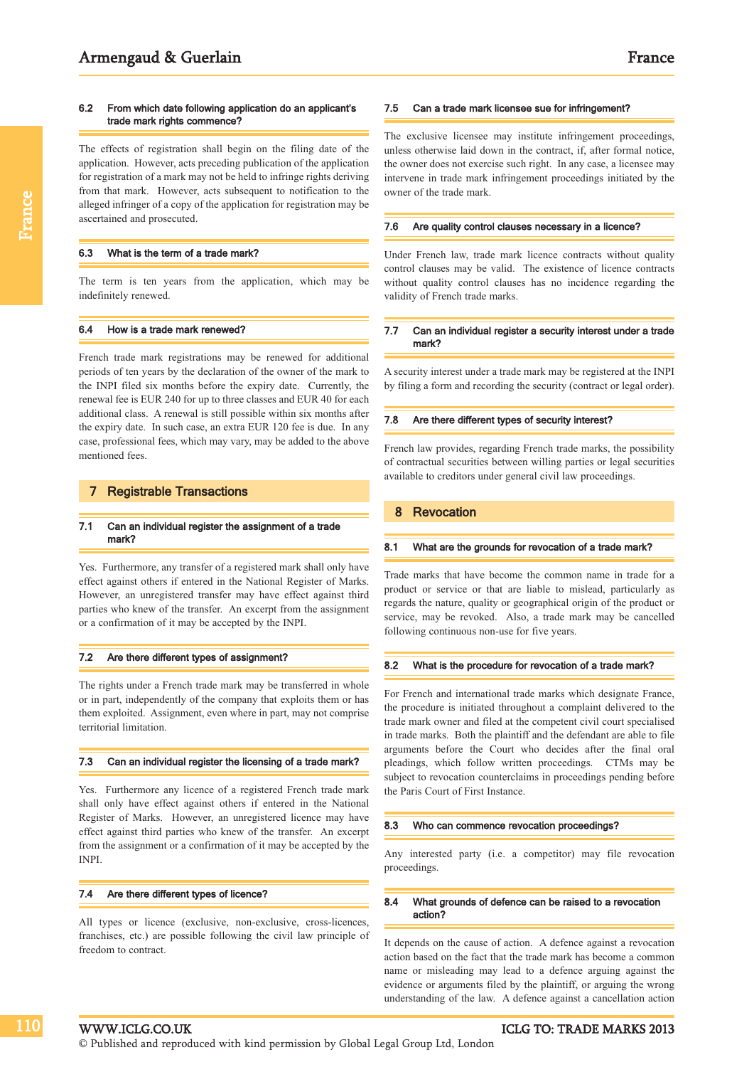#### 6.2 From which date following application do an applicant's trade mark rights commence?

The effects of registration shall begin on the filing date of the application. However, acts preceding publication of the application for registration of a mark may not be held to infringe rights deriving from that mark. However, acts subsequent to notification to the alleged infringer of a copy of the application for registration may be ascertained and prosecuted.

#### 6.3 What is the term of a trade mark?

The term is ten years from the application, which may be indefinitely renewed.

#### 6.4 How is a trade mark renewed?

French trade mark registrations may be renewed for additional periods of ten years by the declaration of the owner of the mark to the INPI filed six months before the expiry date. Currently, the renewal fee is EUR 240 for up to three classes and EUR 40 for each additional class. A renewal is still possible within six months after the expiry date. In such case, an extra EUR 120 fee is due. In any case, professional fees, which may vary, may be added to the above mentioned fees.

## 7 Registrable Transactions

#### 7.1 Can an individual register the assignment of a trade mark?

Yes. Furthermore, any transfer of a registered mark shall only have effect against others if entered in the National Register of Marks. However, an unregistered transfer may have effect against third parties who knew of the transfer. An excerpt from the assignment or a confirmation of it may be accepted by the INPI.

#### 7.2 Are there different types of assignment?

The rights under a French trade mark may be transferred in whole or in part, independently of the company that exploits them or has them exploited. Assignment, even where in part, may not comprise territorial limitation.

#### 7.3 Can an individual register the licensing of a trade mark?

Yes. Furthermore any licence of a registered French trade mark shall only have effect against others if entered in the National Register of Marks. However, an unregistered licence may have effect against third parties who knew of the transfer. An excerpt from the assignment or a confirmation of it may be accepted by the INPI.

#### 7.4 Are there different types of licence?

All types or licence (exclusive, non-exclusive, cross-licences, franchises, etc.) are possible following the civil law principle of freedom to contract.

#### 7.5 Can a trade mark licensee sue for infringement?

The exclusive licensee may institute infringement proceedings, unless otherwise laid down in the contract, if, after formal notice, the owner does not exercise such right. In any case, a licensee may intervene in trade mark infringement proceedings initiated by the owner of the trade mark.

#### 7.6 Are quality control clauses necessary in a licence?

Under French law, trade mark licence contracts without quality control clauses may be valid. The existence of licence contracts without quality control clauses has no incidence regarding the validity of French trade marks.

#### 7.7 Can an individual register a security interest under a trade mark?

A security interest under a trade mark may be registered at the INPI by filing a form and recording the security (contract or legal order).

#### 7.8 Are there different types of security interest?

French law provides, regarding French trade marks, the possibility of contractual securities between willing parties or legal securities available to creditors under general civil law proceedings.

## 8 Revocation

#### 8.1 What are the grounds for revocation of a trade mark?

Trade marks that have become the common name in trade for a product or service or that are liable to mislead, particularly as regards the nature, quality or geographical origin of the product or service, may be revoked. Also, a trade mark may be cancelled following continuous non-use for five years.

#### 8.2 What is the procedure for revocation of a trade mark?

For French and international trade marks which designate France, the procedure is initiated throughout a complaint delivered to the trade mark owner and filed at the competent civil court specialised in trade marks. Both the plaintiff and the defendant are able to file arguments before the Court who decides after the final oral pleadings, which follow written proceedings. CTMs may be subject to revocation counterclaims in proceedings pending before the Paris Court of First Instance.

#### 8.3 Who can commence revocation proceedings?

Any interested party (i.e. a competitor) may file revocation proceedings.

#### 8.4 What grounds of defence can be raised to a revocation action?

It depends on the cause of action. A defence against a revocation action based on the fact that the trade mark has become a common name or misleading may lead to a defence arguing against the evidence or arguments filed by the plaintiff, or arguing the wrong understanding of the law. A defence against a cancellation action

© Published and reproduced with kind permission by Global Legal Group Ltd, London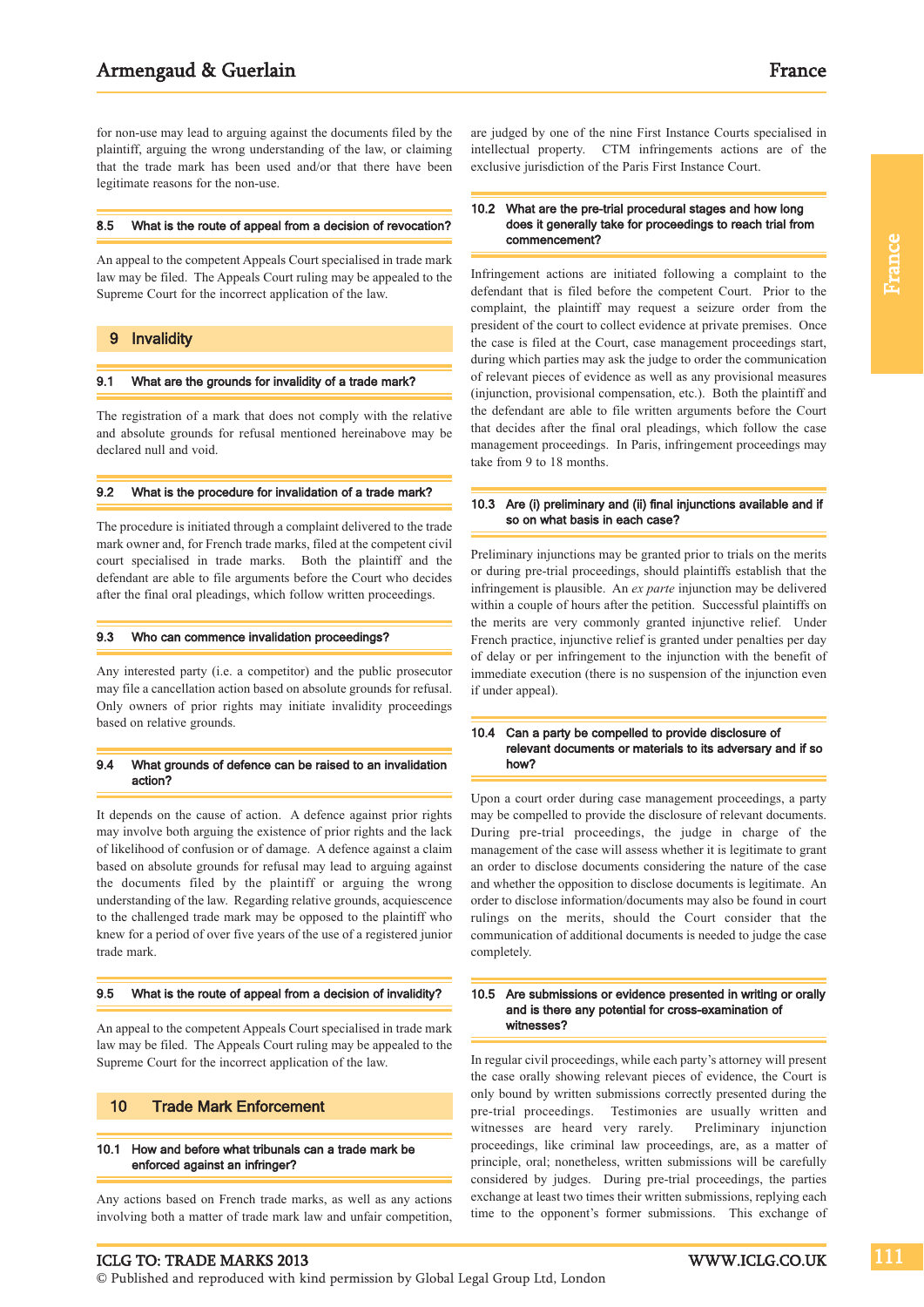for non-use may lead to arguing against the documents filed by the plaintiff, arguing the wrong understanding of the law, or claiming that the trade mark has been used and/or that there have been legitimate reasons for the non-use.

### 8.5 What is the route of appeal from a decision of revocation?

An appeal to the competent Appeals Court specialised in trade mark law may be filed. The Appeals Court ruling may be appealed to the Supreme Court for the incorrect application of the law.

## 9 Invalidity

### 9.1 What are the grounds for invalidity of a trade mark?

The registration of a mark that does not comply with the relative and absolute grounds for refusal mentioned hereinabove may be declared null and void.

### 9.2 What is the procedure for invalidation of a trade mark?

The procedure is initiated through a complaint delivered to the trade mark owner and, for French trade marks, filed at the competent civil court specialised in trade marks. Both the plaintiff and the defendant are able to file arguments before the Court who decides after the final oral pleadings, which follow written proceedings.

### 9.3 Who can commence invalidation proceedings?

Any interested party (i.e. a competitor) and the public prosecutor may file a cancellation action based on absolute grounds for refusal. Only owners of prior rights may initiate invalidity proceedings based on relative grounds.

### 9.4 What grounds of defence can be raised to an invalidation action?

It depends on the cause of action. A defence against prior rights may involve both arguing the existence of prior rights and the lack of likelihood of confusion or of damage. A defence against a claim based on absolute grounds for refusal may lead to arguing against the documents filed by the plaintiff or arguing the wrong understanding of the law. Regarding relative grounds, acquiescence to the challenged trade mark may be opposed to the plaintiff who knew for a period of over five years of the use of a registered junior trade mark.

### 9.5 What is the route of appeal from a decision of invalidity?

An appeal to the competent Appeals Court specialised in trade mark law may be filed. The Appeals Court ruling may be appealed to the Supreme Court for the incorrect application of the law.

## 10 Trade Mark Enforcement

### 10.1 How and before what tribunals can a trade mark be enforced against an infringer?

Any actions based on French trade marks, as well as any actions involving both a matter of trade mark law and unfair competition, are judged by one of the nine First Instance Courts specialised in intellectual property. CTM infringements actions are of the exclusive jurisdiction of the Paris First Instance Court.

### 10.2 What are the pre-trial procedural stages and how long does it generally take for proceedings to reach trial from commencement?

Infringement actions are initiated following a complaint to the defendant that is filed before the competent Court. Prior to the complaint, the plaintiff may request a seizure order from the president of the court to collect evidence at private premises. Once the case is filed at the Court, case management proceedings start, during which parties may ask the judge to order the communication of relevant pieces of evidence as well as any provisional measures (injunction, provisional compensation, etc.). Both the plaintiff and the defendant are able to file written arguments before the Court that decides after the final oral pleadings, which follow the case management proceedings. In Paris, infringement proceedings may take from 9 to 18 months.

### 10.3 Are (i) preliminary and (ii) final injunctions available and if so on what basis in each case?

Preliminary injunctions may be granted prior to trials on the merits or during pre-trial proceedings, should plaintiffs establish that the infringement is plausible. An *ex parte* injunction may be delivered within a couple of hours after the petition. Successful plaintiffs on the merits are very commonly granted injunctive relief. Under French practice, injunctive relief is granted under penalties per day of delay or per infringement to the injunction with the benefit of immediate execution (there is no suspension of the injunction even if under appeal).

### 10.4 Can a party be compelled to provide disclosure of relevant documents or materials to its adversary and if so how?

Upon a court order during case management proceedings, a party may be compelled to provide the disclosure of relevant documents. During pre-trial proceedings, the judge in charge of the management of the case will assess whether it is legitimate to grant an order to disclose documents considering the nature of the case and whether the opposition to disclose documents is legitimate. An order to disclose information/documents may also be found in court rulings on the merits, should the Court consider that the communication of additional documents is needed to judge the case completely.

### 10.5 Are submissions or evidence presented in writing or orally and is there any potential for cross-examination of witnesses?

In regular civil proceedings, while each party's attorney will present the case orally showing relevant pieces of evidence, the Court is only bound by written submissions correctly presented during the pre-trial proceedings. Testimonies are usually written and witnesses are heard very rarely. Preliminary injunction proceedings, like criminal law proceedings, are, as a matter of principle, oral; nonetheless, written submissions will be carefully considered by judges. During pre-trial proceedings, the parties exchange at least two times their written submissions, replying each time to the opponent's former submissions. This exchange of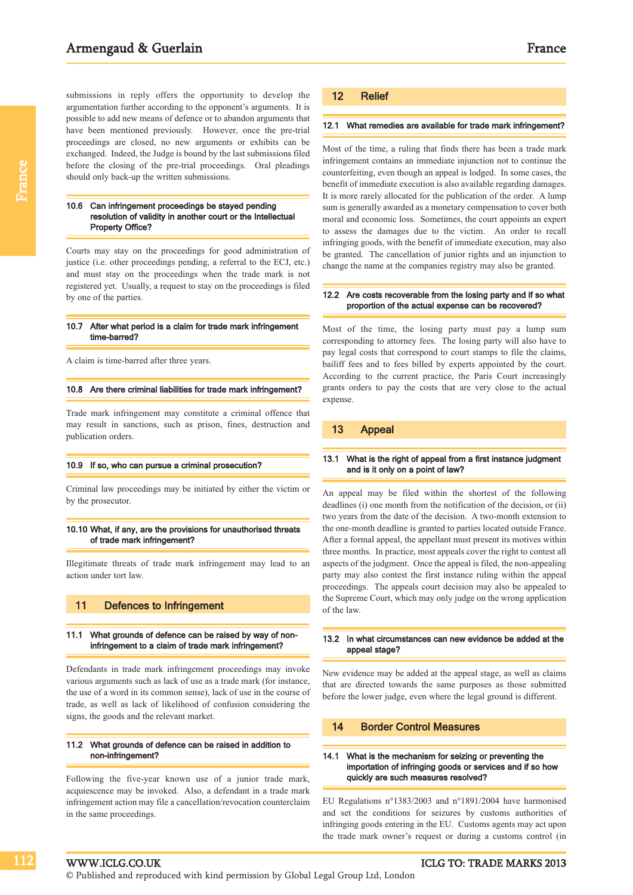submissions in reply offers the opportunity to develop the argumentation further according to the opponent's arguments. It is possible to add new means of defence or to abandon arguments that have been mentioned previously. However, once the pre-trial proceedings are closed, no new arguments or exhibits can be exchanged. Indeed, the Judge is bound by the last submissions filed before the closing of the pre-trial proceedings. Oral pleadings should only back-up the written submissions.

### 10.6 Can infringement proceedings be stayed pending resolution of validity in another court or the Intellectual Property Office?

Courts may stay on the proceedings for good administration of justice (i.e. other proceedings pending, a referral to the ECJ, etc.) and must stay on the proceedings when the trade mark is not registered yet. Usually, a request to stay on the proceedings is filed by one of the parties.

### 10.7 After what period is a claim for trade mark infringement time-barred?

A claim is time-barred after three years.

### 10.8 Are there criminal liabilities for trade mark infringement?

Trade mark infringement may constitute a criminal offence that may result in sanctions, such as prison, fines, destruction and publication orders.

### 10.9 If so, who can pursue a criminal prosecution?

Criminal law proceedings may be initiated by either the victim or by the prosecutor.

### 10.10 What, if any, are the provisions for unauthorised threats of trade mark infringement?

Illegitimate threats of trade mark infringement may lead to an action under tort law.

## 11 Defences to Infringement

### 11.1 What grounds of defence can be raised by way of non-infringement to a claim of trade mark infringement?

Defendants in trade mark infringement proceedings may invoke various arguments such as lack of use as a trade mark (for instance, the use of a word in its common sense), lack of use in the course of trade, as well as lack of likelihood of confusion considering the signs, the goods and the relevant market.

### 11.2 What grounds of defence can be raised in addition to non-infringement?

Following the five-year known use of a junior trade mark, acquiescence may be invoked. Also, a defendant in a trade mark infringement action may file a cancellation/revocation counterclaim in the same proceedings.

## 12 Relief

### 12.1 What remedies are available for trade mark infringement?

Most of the time, a ruling that finds there has been a trade mark infringement contains an immediate injunction not to continue the counterfeiting, even though an appeal is lodged. In some cases, the benefit of immediate execution is also available regarding damages. It is more rarely allocated for the publication of the order. A lump sum is generally awarded as a monetary compensation to cover both moral and economic loss. Sometimes, the court appoints an expert to assess the damages due to the victim. An order to recall infringing goods, with the benefit of immediate execution, may also be granted. The cancellation of junior rights and an injunction to change the name at the companies registry may also be granted.

### 12.2 Are costs recoverable from the losing party and if so what proportion of the actual expense can be recovered?

Most of the time, the losing party must pay a lump sum corresponding to attorney fees. The losing party will also have to pay legal costs that correspond to court stamps to file the claims, bailiff fees and to fees billed by experts appointed by the court. According to the current practice, the Paris Court increasingly grants orders to pay the costs that are very close to the actual expense.

## 13 Appeal

### 13.1 What is the right of appeal from a first instance judgment and is it only on a point of law?

An appeal may be filed within the shortest of the following deadlines (i) one month from the notification of the decision, or (ii) two years from the date of the decision. A two-month extension to the one-month deadline is granted to parties located outside France. After a formal appeal, the appellant must present its motives within three months. In practice, most appeals cover the right to contest all aspects of the judgment. Once the appeal is filed, the non-appealing party may also contest the first instance ruling within the appeal proceedings. The appeals court decision may also be appealed to the Supreme Court, which may only judge on the wrong application of the law.

### 13.2 In what circumstances can new evidence be added at the appeal stage?

New evidence may be added at the appeal stage, as well as claims that are directed towards the same purposes as those submitted before the lower judge, even where the legal ground is different.

## 14 Border Control Measures

### 14.1 What is the mechanism for seizing or preventing the importation of infringing goods or services and if so how quickly are such measures resolved?

EU Regulations n°1383/2003 and n°1891/2004 have harmonised and set the conditions for seizures by customs authorities of infringing goods entering in the EU. Customs agents may act upon the trade mark owner's request or during a customs control (in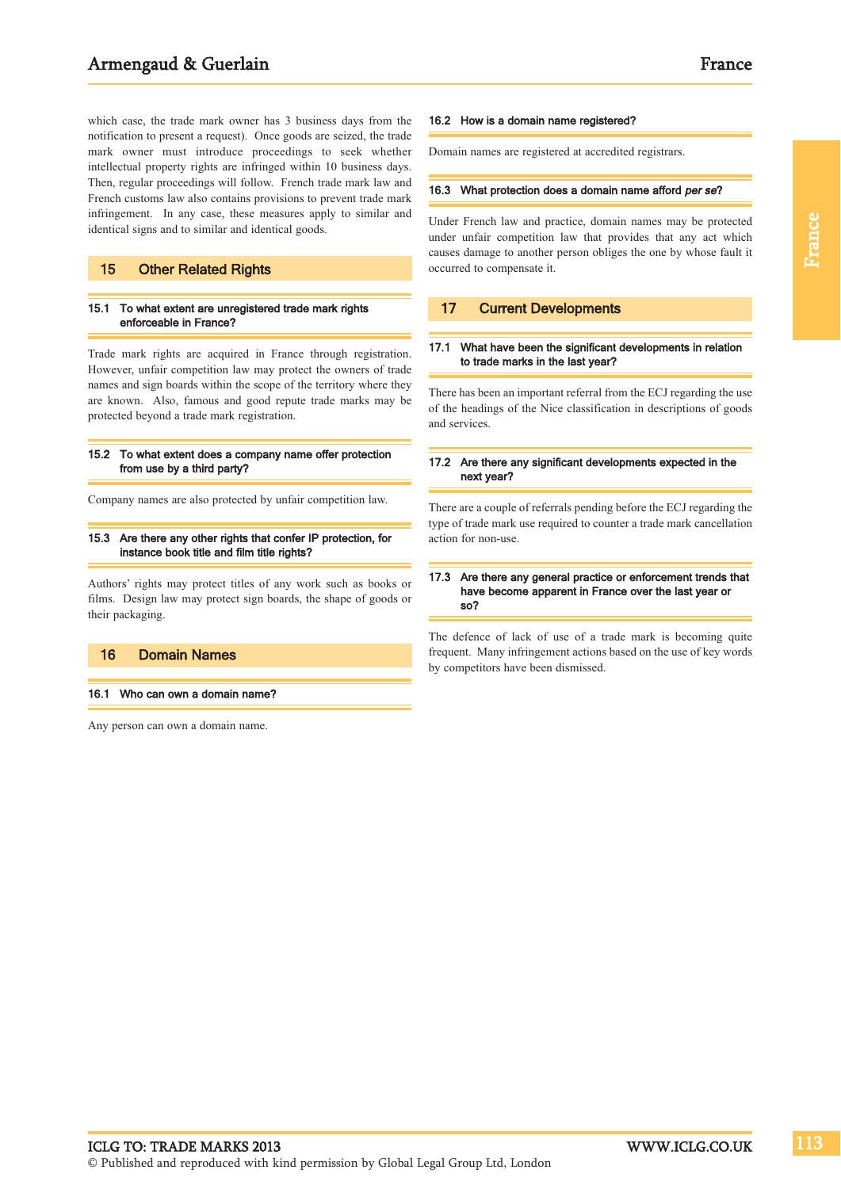which case, the trade mark owner has 3 business days from the notification to present a request). Once goods are seized, the trade mark owner must introduce proceedings to seek whether intellectual property rights are infringed within 10 business days. Then, regular proceedings will follow. French trade mark law and French customs law also contains provisions to prevent trade mark infringement. In any case, these measures apply to similar and identical signs and to similar and identical goods.

## 15 Other Related Rights

### 15.1 To what extent are unregistered trade mark rights enforceable in France?

Trade mark rights are acquired in France through registration. However, unfair competition law may protect the owners of trade names and sign boards within the scope of the territory where they are known. Also, famous and good repute trade marks may be protected beyond a trade mark registration.

### 15.2 To what extent does a company name offer protection from use by a third party?

Company names are also protected by unfair competition law.

### 15.3 Are there any other rights that confer IP protection, for instance book title and film title rights?

Authors' rights may protect titles of any work such as books or films. Design law may protect sign boards, the shape of goods or their packaging.

## 16 Domain Names

### 16.1 Who can own a domain name?

Any person can own a domain name.

### 16.2 How is a domain name registered?

Domain names are registered at accredited registrars.

### 16.3 What protection does a domain name afford *per se*?

Under French law and practice, domain names may be protected under unfair competition law that provides that any act which causes damage to another person obliges the one by whose fault it occurred to compensate it.

## 17 Current Developments

### 17.1 What have been the significant developments in relation to trade marks in the last year?

There has been an important referral from the ECJ regarding the use of the headings of the Nice classification in descriptions of goods and services.

### 17.2 Are there any significant developments expected in the next year?

There are a couple of referrals pending before the ECJ regarding the type of trade mark use required to counter a trade mark cancellation action for non-use.

### 17.3 Are there any general practice or enforcement trends that have become apparent in France over the last year or so?

The defence of lack of use of a trade mark is becoming quite frequent. Many infringement actions based on the use of key words by competitors have been dismissed.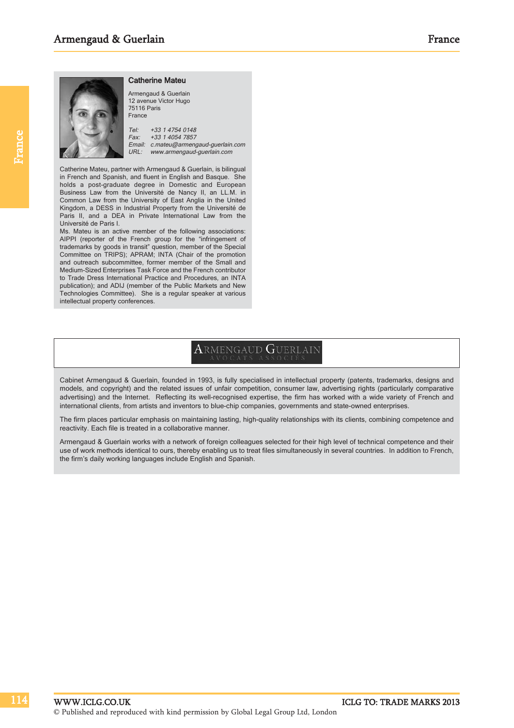### Catherine Mateu

Armengaud & Guerlain
12 avenue Victor Hugo
75116 Paris
France

*Tel:* *+33 1 4754 0148*
*Fax:* *+33 1 4054 7857*
*Email:* *c.mateu@armengaud-guerlain.com*
*URL:* *www.armengaud-guerlain.com*

Catherine Mateu, partner with Armengaud & Guerlain, is bilingual in French and Spanish, and fluent in English and Basque. She holds a post-graduate degree in Domestic and European Business Law from the Université de Nancy II, an LL.M. in Common Law from the University of East Anglia in the United Kingdom, a DESS in Industrial Property from the Université de Paris II, and a DEA in Private International Law from the Université de Paris I.

Ms. Mateu is an active member of the following associations: AIPPI (reporter of the French group for the "infringement of trademarks by goods in transit" question, member of the Special Committee on TRIPS); APRAM; INTA (Chair of the promotion and outreach subcommittee, former member of the Small and Medium-Sized Enterprises Task Force and the French contributor to Trade Dress International Practice and Procedures, an INTA publication); and ADIJ (member of the Public Markets and New Technologies Committee). She is a regular speaker at various intellectual property conferences.

**ARMENGAUD GUERLAIN**
AVOCATS ASSOCIÉS

Cabinet Armengaud & Guerlain, founded in 1993, is fully specialised in intellectual property (patents, trademarks, designs and models, and copyright) and the related issues of unfair competition, consumer law, advertising rights (particularly comparative advertising) and the Internet. Reflecting its well-recognised expertise, the firm has worked with a wide variety of French and international clients, from artists and inventors to blue-chip companies, governments and state-owned enterprises.

The firm places particular emphasis on maintaining lasting, high-quality relationships with its clients, combining competence and reactivity. Each file is treated in a collaborative manner.

Armengaud & Guerlain works with a network of foreign colleagues selected for their high level of technical competence and their use of work methods identical to ours, thereby enabling us to treat files simultaneously in several countries. In addition to French, the firm's daily working languages include English and Spanish.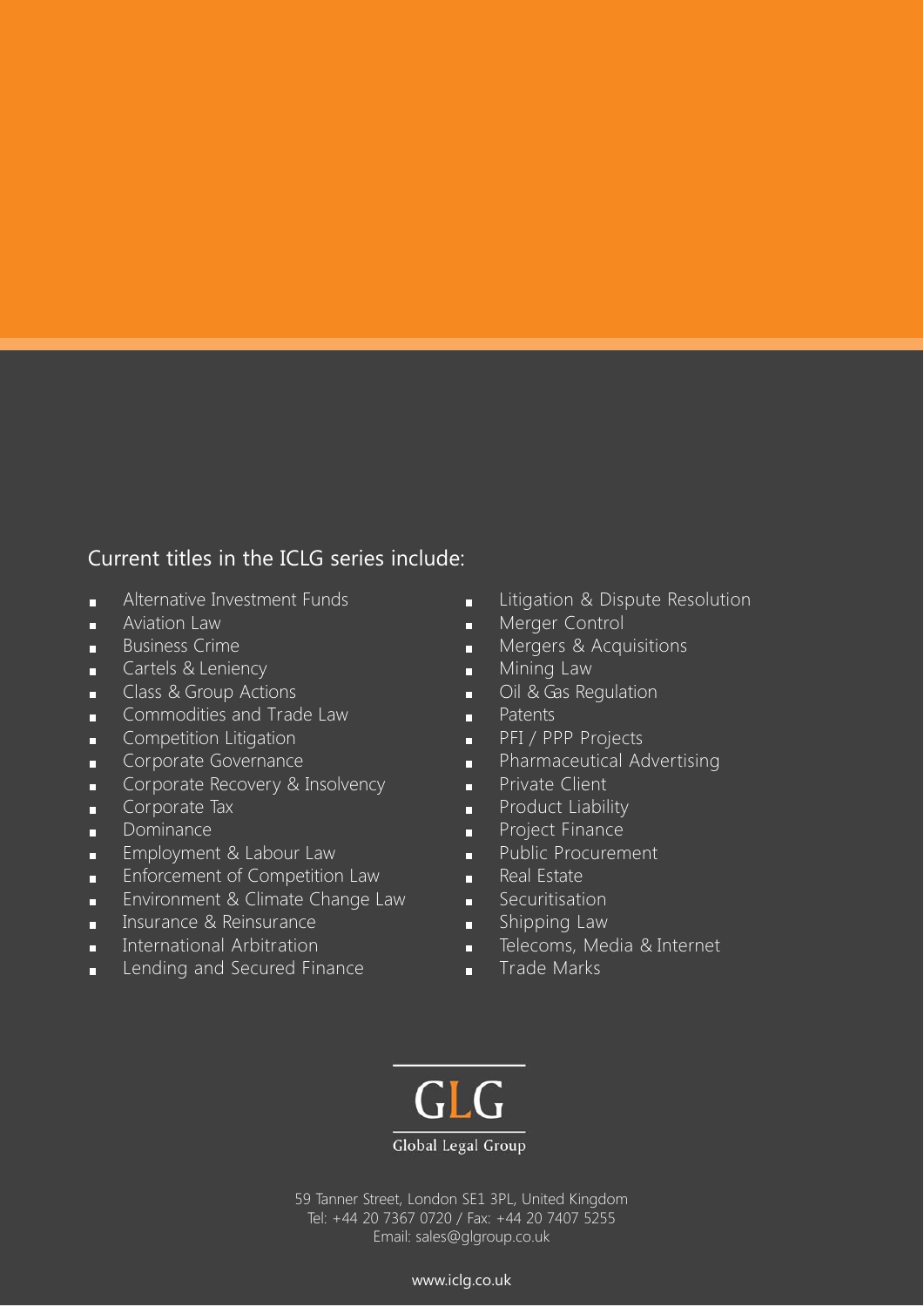Current titles in the ICLG series include:

- Alternative Investment Funds
- Aviation Law
- Business Crime
- Cartels & Leniency
- Class & Group Actions
- Commodities and Trade Law
- Competition Litigation
- Corporate Governance
- Corporate Recovery & Insolvency
- Corporate Tax
- Dominance
- Employment & Labour Law
- Enforcement of Competition Law
- Environment & Climate Change Law
- Insurance & Reinsurance
- International Arbitration
- Lending and Secured Finance
- Litigation & Dispute Resolution
- Merger Control
- Mergers & Acquisitions
- Mining Law
- Oil & Gas Regulation
- Patents
- PFI / PPP Projects
- Pharmaceutical Advertising
- Private Client
- Product Liability
- Project Finance
- Public Procurement
- Real Estate
- Securitisation
- Shipping Law
- Telecoms, Media & Internet
- Trade Marks

GLG

Global Legal Group

59 Tanner Street, London SE1 3PL, United Kingdom
Tel: +44 20 7367 0720 / Fax: +44 20 7407 5255
Email: sales@glgroup.co.uk

www.iclg.co.uk